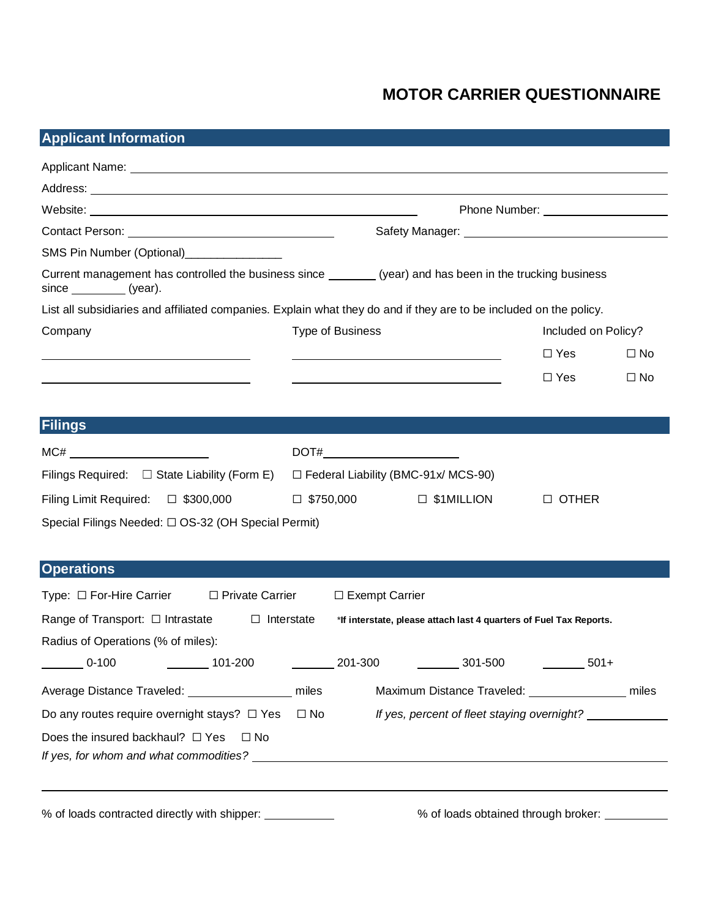# MOTOR CARRIER QUESTIONNAIRE

## Applicant Information

Applicant Name: ______________________________________________

Address: ______________________________________________

Website: ______________________________ Phone Number: ____________

Contact Person: ____________________ Safety Manager: ____________________

SMS Pin Number (Optional)_______________

Current management has controlled the business since _______ (year) and has been in the trucking business since ________ (year).

List all subsidiaries and affiliated companies. Explain what they do and if they are to be included on the policy.

| Company | Type of Business | Included on Policy? | |
|---|---|---|---|
| ____________________ | ____________________ | ☐ Yes | ☐ No |
| ____________________ | ____________________ | ☐ Yes | ☐ No |

## Filings

MC# ____________________ DOT#____________________

Filings Required: ☐ State Liability (Form E) ☐ Federal Liability (BMC-91x/ MCS-90)

Filing Limit Required: ☐ $300,000 ☐ $750,000 ☐ $1MILLION ☐ OTHER

Special Filings Needed: ☐ OS-32 (OH Special Permit)

## Operations

Type: ☐ For-Hire Carrier ☐ Private Carrier ☐ Exempt Carrier

Range of Transport: ☐ Intrastate ☐ Interstate ***If interstate, please attach last 4 quarters of Fuel Tax Reports.**

Radius of Operations (% of miles):

______ 0-100 ______ 101-200 ______ 201-300 ______ 301-500 ______ 501+

Average Distance Traveled: ______________ miles Maximum Distance Traveled: ______________ miles

Do any routes require overnight stays? ☐ Yes ☐ No *If yes, percent of fleet staying overnight?* __________

Does the insured backhaul? ☐ Yes ☐ No
*If yes, for whom and what commodities?* ______________________________________________

______________________________________________

% of loads contracted directly with shipper: __________ % of loads obtained through broker: __________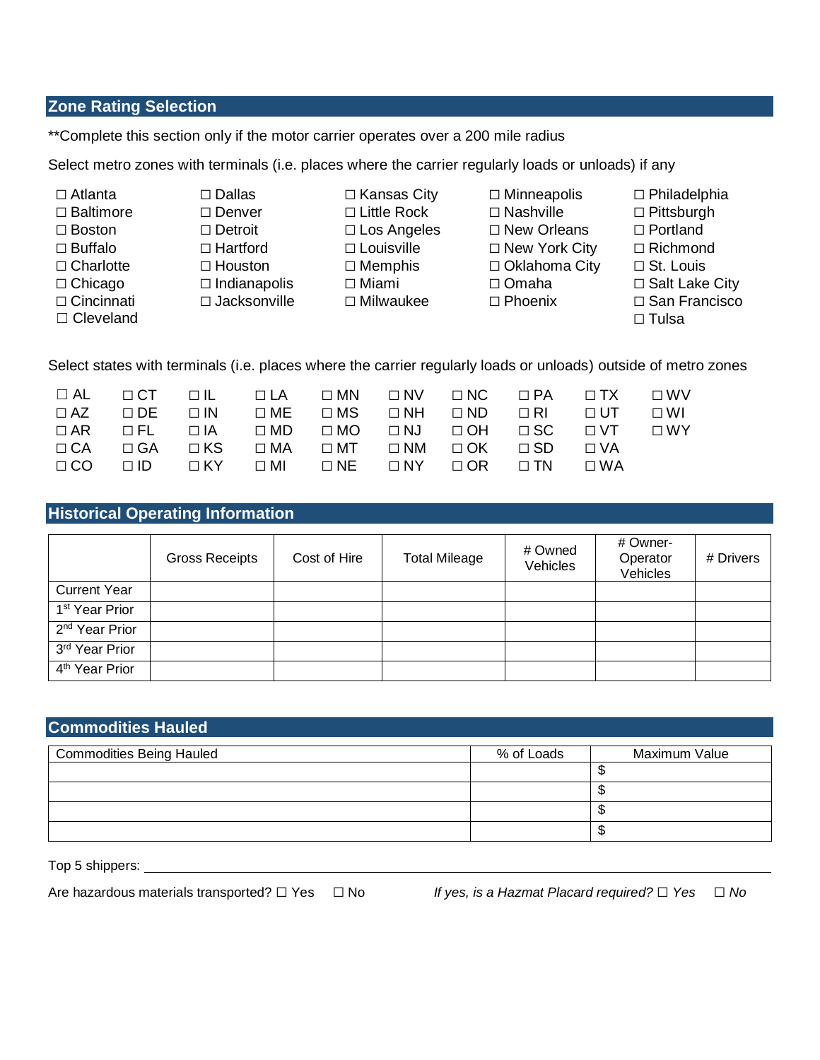## Zone Rating Selection

**Complete this section only if the motor carrier operates over a 200 mile radius

Select metro zones with terminals (i.e. places where the carrier regularly loads or unloads) if any

☐ Atlanta
☐ Baltimore
☐ Boston
☐ Buffalo
☐ Charlotte
☐ Chicago
☐ Cincinnati
☐ Cleveland
☐ Dallas
☐ Denver
☐ Detroit
☐ Hartford
☐ Houston
☐ Indianapolis
☐ Jacksonville
☐ Kansas City
☐ Little Rock
☐ Los Angeles
☐ Louisville
☐ Memphis
☐ Miami
☐ Milwaukee
☐ Minneapolis
☐ Nashville
☐ New Orleans
☐ New York City
☐ Oklahoma City
☐ Omaha
☐ Phoenix
☐ Philadelphia
☐ Pittsburgh
☐ Portland
☐ Richmond
☐ St. Louis
☐ Salt Lake City
☐ San Francisco
☐ Tulsa

Select states with terminals (i.e. places where the carrier regularly loads or unloads) outside of metro zones

☐ AL ☐ AZ ☐ AR ☐ CA ☐ CO
☐ CT ☐ DE ☐ FL ☐ GA ☐ ID
☐ IL ☐ IN ☐ IA ☐ KS ☐ KY
☐ LA ☐ ME ☐ MD ☐ MA ☐ MI
☐ MN ☐ MS ☐ MO ☐ MT ☐ NE
☐ NV ☐ NH ☐ NJ ☐ NM ☐ NY
☐ NC ☐ ND ☐ OH ☐ OK ☐ OR
☐ PA ☐ RI ☐ SC ☐ SD ☐ TN
☐ TX ☐ UT ☐ VT ☐ VA ☐ WA
☐ WV ☐ WI ☐ WY

## Historical Operating Information

| | Gross Receipts | Cost of Hire | Total Mileage | # Owned Vehicles | # Owner-Operator Vehicles | # Drivers |
|---|---|---|---|---|---|---|
| Current Year | | | | | | |
| 1st Year Prior | | | | | | |
| 2nd Year Prior | | | | | | |
| 3rd Year Prior | | | | | | |
| 4th Year Prior | | | | | | |

## Commodities Hauled

| Commodities Being Hauled | % of Loads | Maximum Value |
|---|---|---|
| | | $ |
| | | $ |
| | | $ |
| | | $ |

Top 5 shippers: ______________________________

Are hazardous materials transported? ☐ Yes ☐ No *If yes, is a Hazmat Placard required? ☐ Yes ☐ No*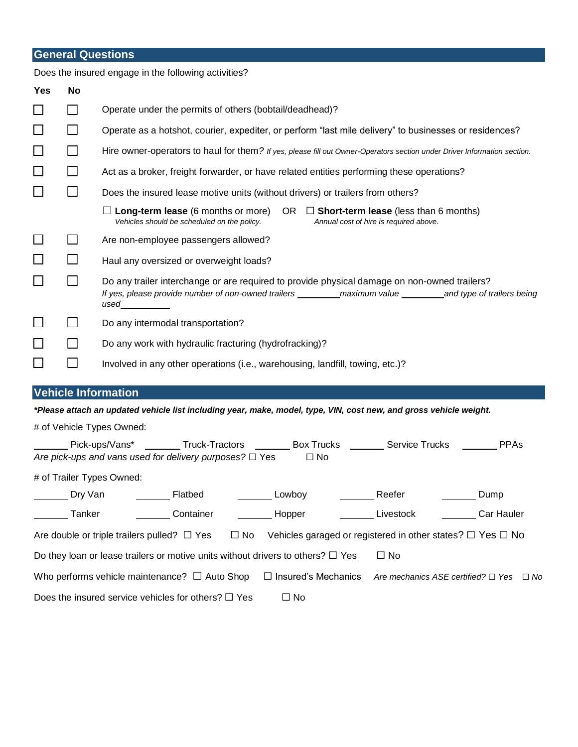## General Questions

Does the insured engage in the following activities?

| Yes | No | |
|---|---|---|
| ☐ | ☐ | Operate under the permits of others (bobtail/deadhead)? |
| ☐ | ☐ | Operate as a hotshot, courier, expediter, or perform "last mile delivery" to businesses or residences? |
| ☐ | ☐ | Hire owner-operators to haul for them? *If yes, please fill out Owner-Operators section under Driver Information section.* |
| ☐ | ☐ | Act as a broker, freight forwarder, or have related entities performing these operations? |
| ☐ | ☐ | Does the insured lease motive units (without drivers) or trailers from others? |
| | | ☐ **Long-term lease** (6 months or more) *Vehicles should be scheduled on the policy.* OR ☐ **Short-term lease** (less than 6 months) *Annual cost of hire is required above.* |
| ☐ | ☐ | Are non-employee passengers allowed? |
| ☐ | ☐ | Haul any oversized or overweight loads? |
| ☐ | ☐ | Do any trailer interchange or are required to provide physical damage on non-owned trailers? *If yes, please provide number of non-owned trailers \_\_\_\_\_\_\_\_\_ maximum value \_\_\_\_\_\_\_\_\_ and type of trailers being used \_\_\_\_\_\_\_\_\_\_* |
| ☐ | ☐ | Do any intermodal transportation? |
| ☐ | ☐ | Do any work with hydraulic fracturing (hydrofracking)? |
| ☐ | ☐ | Involved in any other operations (i.e., warehousing, landfill, towing, etc.)? |

## Vehicle Information

***Please attach an updated vehicle list including year, make, model, type, VIN, cost new, and gross vehicle weight.**

# of Vehicle Types Owned:

\_\_\_\_\_\_ Pick-ups/Vans* \_\_\_\_\_\_ Truck-Tractors \_\_\_\_\_\_ Box Trucks \_\_\_\_\_\_ Service Trucks \_\_\_\_\_\_ PPAs

*Are pick-ups and vans used for delivery purposes?* ☐ Yes ☐ No

# of Trailer Types Owned:

\_\_\_\_\_\_ Dry Van \_\_\_\_\_\_ Flatbed \_\_\_\_\_\_ Lowboy \_\_\_\_\_\_ Reefer \_\_\_\_\_\_ Dump

\_\_\_\_\_\_ Tanker \_\_\_\_\_\_ Container \_\_\_\_\_\_ Hopper \_\_\_\_\_\_ Livestock \_\_\_\_\_\_ Car Hauler

Are double or triple trailers pulled? ☐ Yes ☐ No Vehicles garaged or registered in other states? ☐ Yes ☐ No

Do they loan or lease trailers or motive units without drivers to others? ☐ Yes ☐ No

Who performs vehicle maintenance? ☐ Auto Shop ☐ Insured's Mechanics *Are mechanics ASE certified? ☐ Yes ☐ No*

Does the insured service vehicles for others? ☐ Yes ☐ No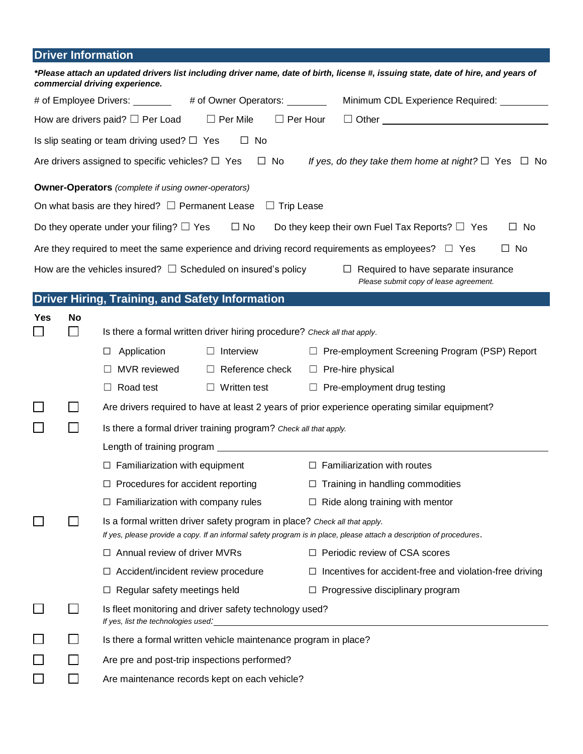## Driver Information

***Please attach an updated drivers list including driver name, date of birth, license #, issuing state, date of hire, and years of commercial driving experience.**

# of Employee Drivers: ________ # of Owner Operators: ________ Minimum CDL Experience Required: __________

How are drivers paid? ☐ Per Load ☐ Per Mile ☐ Per Hour ☐ Other ______________________________

Is slip seating or team driving used? ☐ Yes ☐ No

Are drivers assigned to specific vehicles? ☐ Yes ☐ No *If yes, do they take them home at night?* ☐ Yes ☐ No

**Owner-Operators** *(complete if using owner-operators)*

On what basis are they hired? ☐ Permanent Lease ☐ Trip Lease

Do they operate under your filing? ☐ Yes ☐ No Do they keep their own Fuel Tax Reports? ☐ Yes ☐ No

Are they required to meet the same experience and driving record requirements as employees? ☐ Yes ☐ No

How are the vehicles insured? ☐ Scheduled on insured's policy ☐ Required to have separate insurance
*Please submit copy of lease agreement.*

## Driver Hiring, Training, and Safety Information

| Yes | No | |
|---|---|---|
| ☐ | ☐ | Is there a formal written driver hiring procedure? *Check all that apply.* |
| | | ☐ Application ☐ Interview ☐ Pre-employment Screening Program (PSP) Report |
| | | ☐ MVR reviewed ☐ Reference check ☐ Pre-hire physical |
| | | ☐ Road test ☐ Written test ☐ Pre-employment drug testing |
| ☐ | ☐ | Are drivers required to have at least 2 years of prior experience operating similar equipment? |
| ☐ | ☐ | Is there a formal driver training program? *Check all that apply.* |
| | | Length of training program ______________________________ |
| | | ☐ Familiarization with equipment ☐ Familiarization with routes |
| | | ☐ Procedures for accident reporting ☐ Training in handling commodities |
| | | ☐ Familiarization with company rules ☐ Ride along training with mentor |
| ☐ | ☐ | Is a formal written driver safety program in place? *Check all that apply.* *If yes, please provide a copy. If an informal safety program is in place, please attach a description of procedures.* |
| | | ☐ Annual review of driver MVRs ☐ Periodic review of CSA scores |
| | | ☐ Accident/incident review procedure ☐ Incentives for accident-free and violation-free driving |
| | | ☐ Regular safety meetings held ☐ Progressive disciplinary program |
| ☐ | ☐ | Is fleet monitoring and driver safety technology used? *If yes, list the technologies used:* ______________________________ |
| ☐ | ☐ | Is there a formal written vehicle maintenance program in place? |
| ☐ | ☐ | Are pre and post-trip inspections performed? |
| ☐ | ☐ | Are maintenance records kept on each vehicle? |